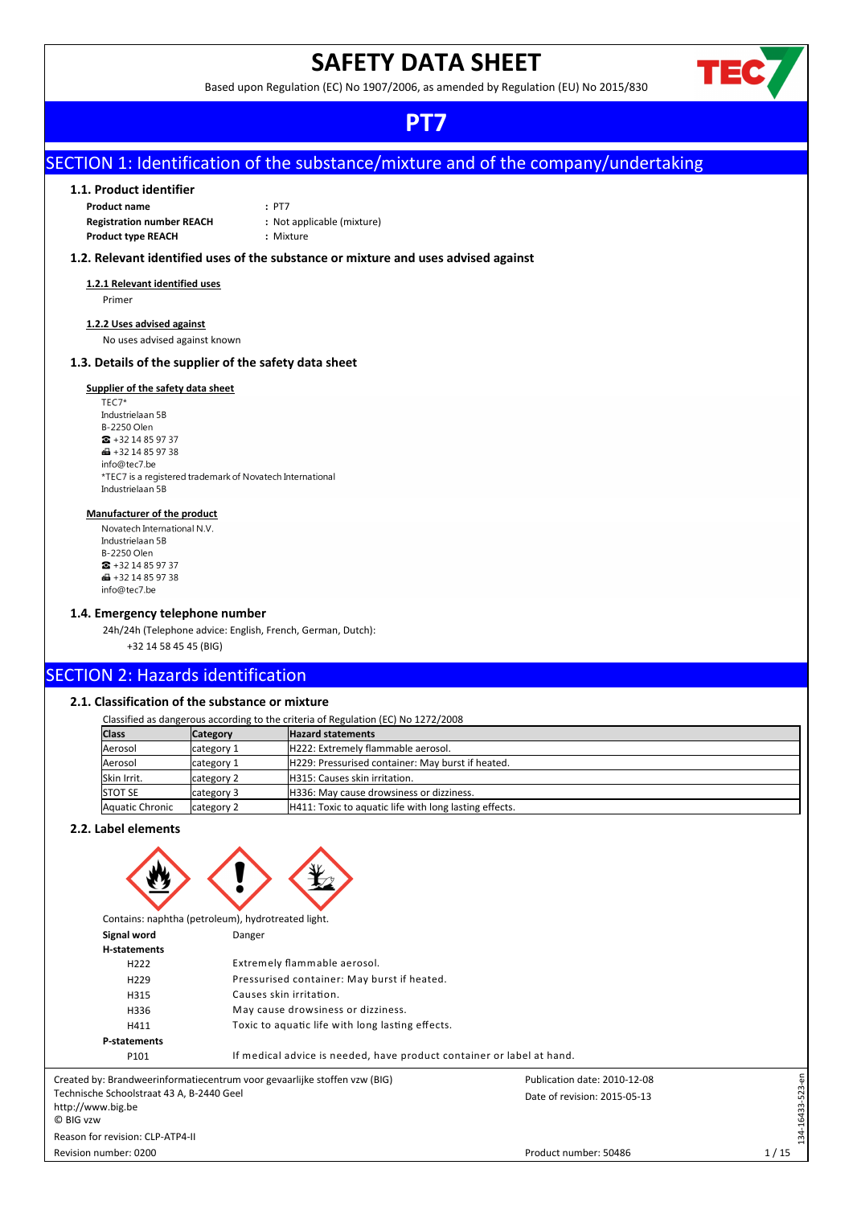# SAFETY DATA SHEET

Based upon Regulation (EC) No 1907/2006, as amended by Regulation (EU) No 2015/830

# PT7

## SECTION 1: Identification of the substance/mixture and of the company/undertaking

### 1.1. Product identifier

**Product name** : PT7
**Registration number REACH** : Not applicable (mixture)
**Product type REACH** : Mixture

### 1.2. Relevant identified uses of the substance or mixture and uses advised against

**1.2.1 Relevant identified uses**

Primer

**1.2.2 Uses advised against**

No uses advised against known

### 1.3. Details of the supplier of the safety data sheet

**Supplier of the safety data sheet**

TEC7*
Industrielaan 5B
B-2250 Olen
☎ +32 14 85 97 37
🖷 +32 14 85 97 38
info@tec7.be
*TEC7 is a registered trademark of Novatech International
Industrielaan 5B

**Manufacturer of the product**

Novatech International N.V.
Industrielaan 5B
B-2250 Olen
☎ +32 14 85 97 37
🖷 +32 14 85 97 38
info@tec7.be

### 1.4. Emergency telephone number

24h/24h (Telephone advice: English, French, German, Dutch):
+32 14 58 45 45 (BIG)

## SECTION 2: Hazards identification

### 2.1. Classification of the substance or mixture

Classified as dangerous according to the criteria of Regulation (EC) No 1272/2008

| Class | Category | Hazard statements |
|---|---|---|
| Aerosol | category 1 | H222: Extremely flammable aerosol. |
| Aerosol | category 1 | H229: Pressurised container: May burst if heated. |
| Skin Irrit. | category 2 | H315: Causes skin irritation. |
| STOT SE | category 3 | H336: May cause drowsiness or dizziness. |
| Aquatic Chronic | category 2 | H411: Toxic to aquatic life with long lasting effects. |

### 2.2. Label elements

Contains: naphtha (petroleum), hydrotreated light.

**Signal word** Danger

**H-statements**

| | |
|---|---|
| H222 | Extremely flammable aerosol. |
| H229 | Pressurised container: May burst if heated. |
| H315 | Causes skin irritation. |
| H336 | May cause drowsiness or dizziness. |
| H411 | Toxic to aquatic life with long lasting effects. |

**P-statements**

| | |
|---|---|
| P101 | If medical advice is needed, have product container or label at hand. |

Created by: Brandweerinformatiecentrum voor gevaarlijke stoffen vzw (BIG)
Technische Schoolstraat 43 A, B-2440 Geel
http://www.big.be
© BIG vzw
Reason for revision: CLP-ATP4-II
Revision number: 0200

Publication date: 2010-12-08
Date of revision: 2015-05-13
Product number: 50486

134-16433-523-en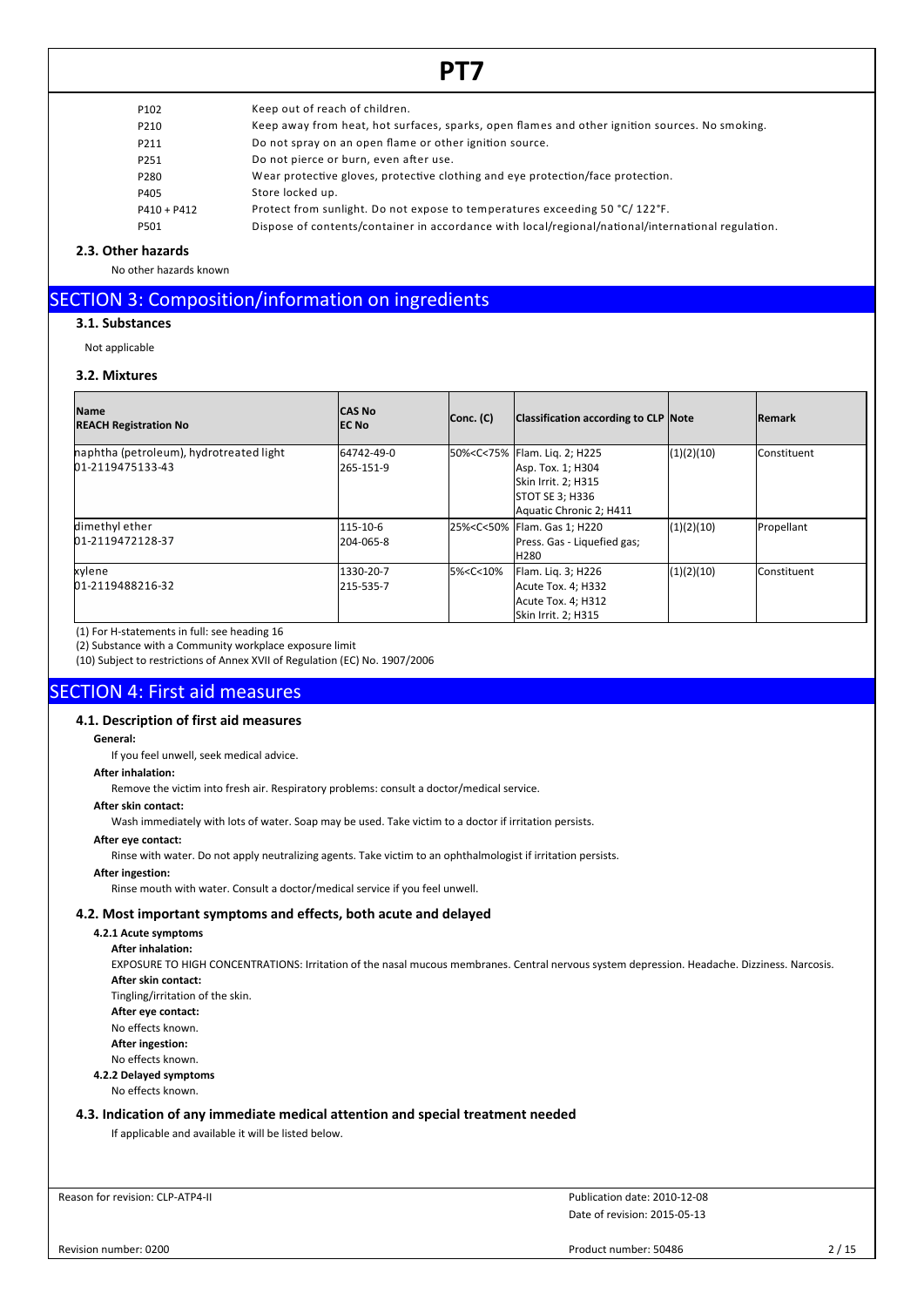| | |
|---|---|
| P102 | Keep out of reach of children. |
| P210 | Keep away from heat, hot surfaces, sparks, open flames and other ignition sources. No smoking. |
| P211 | Do not spray on an open flame or other ignition source. |
| P251 | Do not pierce or burn, even after use. |
| P280 | Wear protective gloves, protective clothing and eye protection/face protection. |
| P405 | Store locked up. |
| P410 + P412 | Protect from sunlight. Do not expose to temperatures exceeding 50 °C/ 122°F. |
| P501 | Dispose of contents/container in accordance with local/regional/national/international regulation. |

### 2.3. Other hazards

No other hazards known

## SECTION 3: Composition/information on ingredients

### 3.1. Substances

Not applicable

### 3.2. Mixtures

| Name<br>REACH Registration No | CAS No<br>EC No | Conc. (C) | Classification according to CLP | Note | Remark |
|---|---|---|---|---|---|
| naphtha (petroleum), hydrotreated light<br>01-2119475133-43 | 64742-49-0<br>265-151-9 | 50%<C<75% | Flam. Liq. 2; H225<br>Asp. Tox. 1; H304<br>Skin Irrit. 2; H315<br>STOT SE 3; H336<br>Aquatic Chronic 2; H411 | (1)(2)(10) | Constituent |
| dimethyl ether<br>01-2119472128-37 | 115-10-6<br>204-065-8 | 25%<C<50% | Flam. Gas 1; H220<br>Press. Gas - Liquefied gas; H280 | (1)(2)(10) | Propellant |
| xylene<br>01-2119488216-32 | 1330-20-7<br>215-535-7 | 5%<C<10% | Flam. Liq. 3; H226<br>Acute Tox. 4; H332<br>Acute Tox. 4; H312<br>Skin Irrit. 2; H315 | (1)(2)(10) | Constituent |

(1) For H-statements in full: see heading 16
(2) Substance with a Community workplace exposure limit
(10) Subject to restrictions of Annex XVII of Regulation (EC) No. 1907/2006

## SECTION 4: First aid measures

### 4.1. Description of first aid measures

**General:**

If you feel unwell, seek medical advice.

**After inhalation:**

Remove the victim into fresh air. Respiratory problems: consult a doctor/medical service.

**After skin contact:**

Wash immediately with lots of water. Soap may be used. Take victim to a doctor if irritation persists.

**After eye contact:**

Rinse with water. Do not apply neutralizing agents. Take victim to an ophthalmologist if irritation persists.

**After ingestion:**

Rinse mouth with water. Consult a doctor/medical service if you feel unwell.

### 4.2. Most important symptoms and effects, both acute and delayed

**4.2.1 Acute symptoms**

**After inhalation:**

EXPOSURE TO HIGH CONCENTRATIONS: Irritation of the nasal mucous membranes. Central nervous system depression. Headache. Dizziness. Narcosis.

**After skin contact:**

Tingling/irritation of the skin.

**After eye contact:**

No effects known.

**After ingestion:**

No effects known.

**4.2.2 Delayed symptoms**

No effects known.

### 4.3. Indication of any immediate medical attention and special treatment needed

If applicable and available it will be listed below.

Reason for revision: CLP-ATP4-II

Publication date: 2010-12-08
Date of revision: 2015-05-13

Revision number: 0200

Product number: 50486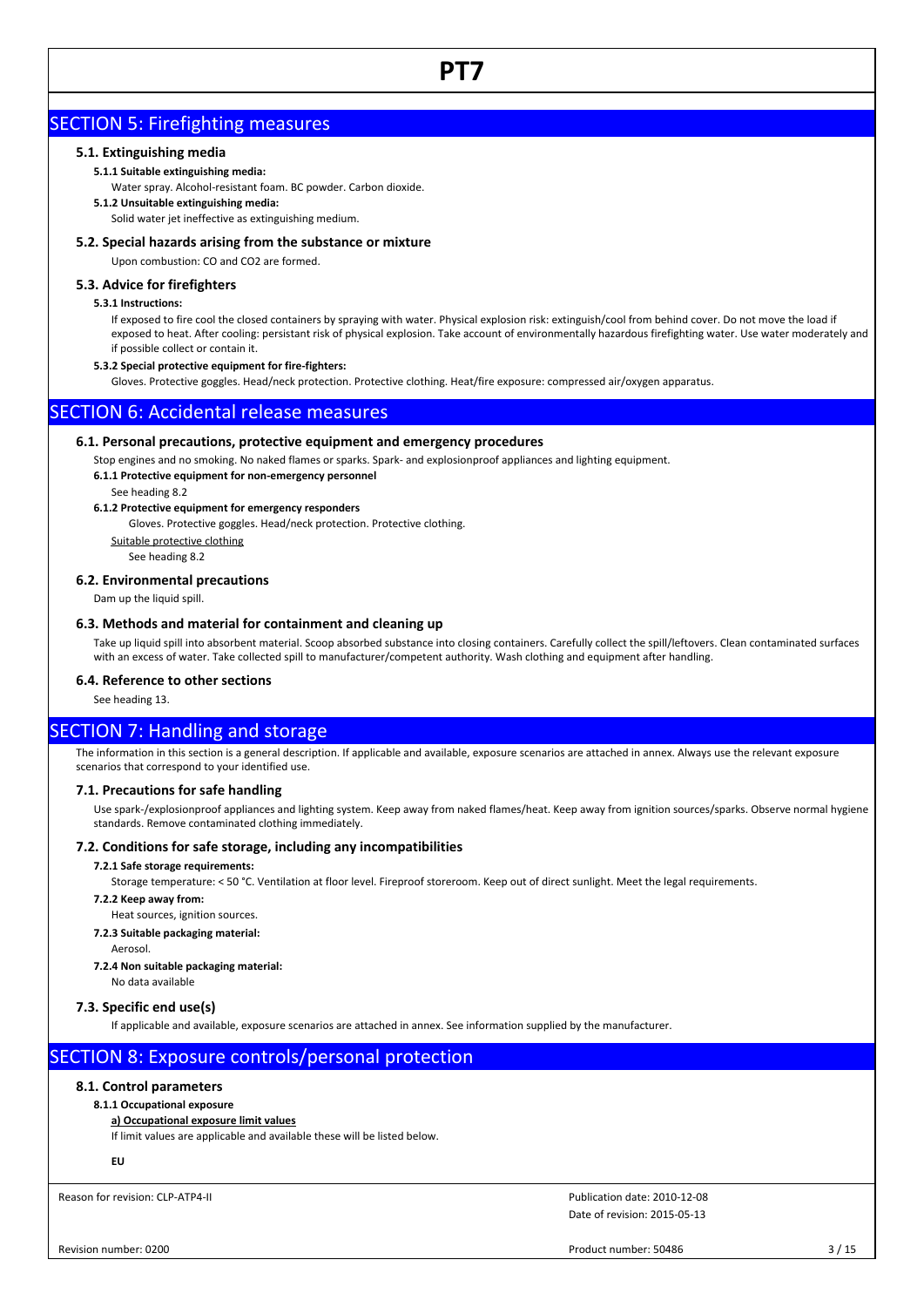## SECTION 5: Firefighting measures

### 5.1. Extinguishing media

**5.1.1 Suitable extinguishing media:**

Water spray. Alcohol-resistant foam. BC powder. Carbon dioxide.

**5.1.2 Unsuitable extinguishing media:**

Solid water jet ineffective as extinguishing medium.

### 5.2. Special hazards arising from the substance or mixture

Upon combustion: CO and $CO_2$ are formed.

### 5.3. Advice for firefighters

**5.3.1 Instructions:**

If exposed to fire cool the closed containers by spraying with water. Physical explosion risk: extinguish/cool from behind cover. Do not move the load if exposed to heat. After cooling: persistant risk of physical explosion. Take account of environmentally hazardous firefighting water. Use water moderately and if possible collect or contain it.

**5.3.2 Special protective equipment for fire-fighters:**

Gloves. Protective goggles. Head/neck protection. Protective clothing. Heat/fire exposure: compressed air/oxygen apparatus.

## SECTION 6: Accidental release measures

### 6.1. Personal precautions, protective equipment and emergency procedures

Stop engines and no smoking. No naked flames or sparks. Spark- and explosionproof appliances and lighting equipment.

**6.1.1 Protective equipment for non-emergency personnel**

See heading 8.2

**6.1.2 Protective equipment for emergency responders**

Gloves. Protective goggles. Head/neck protection. Protective clothing.

Suitable protective clothing

See heading 8.2

### 6.2. Environmental precautions

Dam up the liquid spill.

### 6.3. Methods and material for containment and cleaning up

Take up liquid spill into absorbent material. Scoop absorbed substance into closing containers. Carefully collect the spill/leftovers. Clean contaminated surfaces with an excess of water. Take collected spill to manufacturer/competent authority. Wash clothing and equipment after handling.

### 6.4. Reference to other sections

See heading 13.

## SECTION 7: Handling and storage

The information in this section is a general description. If applicable and available, exposure scenarios are attached in annex. Always use the relevant exposure scenarios that correspond to your identified use.

### 7.1. Precautions for safe handling

Use spark-/explosionproof appliances and lighting system. Keep away from naked flames/heat. Keep away from ignition sources/sparks. Observe normal hygiene standards. Remove contaminated clothing immediately.

### 7.2. Conditions for safe storage, including any incompatibilities

**7.2.1 Safe storage requirements:**

Storage temperature: < 50 °C. Ventilation at floor level. Fireproof storeroom. Keep out of direct sunlight. Meet the legal requirements.

**7.2.2 Keep away from:**

Heat sources, ignition sources.

**7.2.3 Suitable packaging material:**

Aerosol.

**7.2.4 Non suitable packaging material:**

No data available

### 7.3. Specific end use(s)

If applicable and available, exposure scenarios are attached in annex. See information supplied by the manufacturer.

## SECTION 8: Exposure controls/personal protection

### 8.1. Control parameters

**8.1.1 Occupational exposure**

**a) Occupational exposure limit values**

If limit values are applicable and available these will be listed below.

**EU**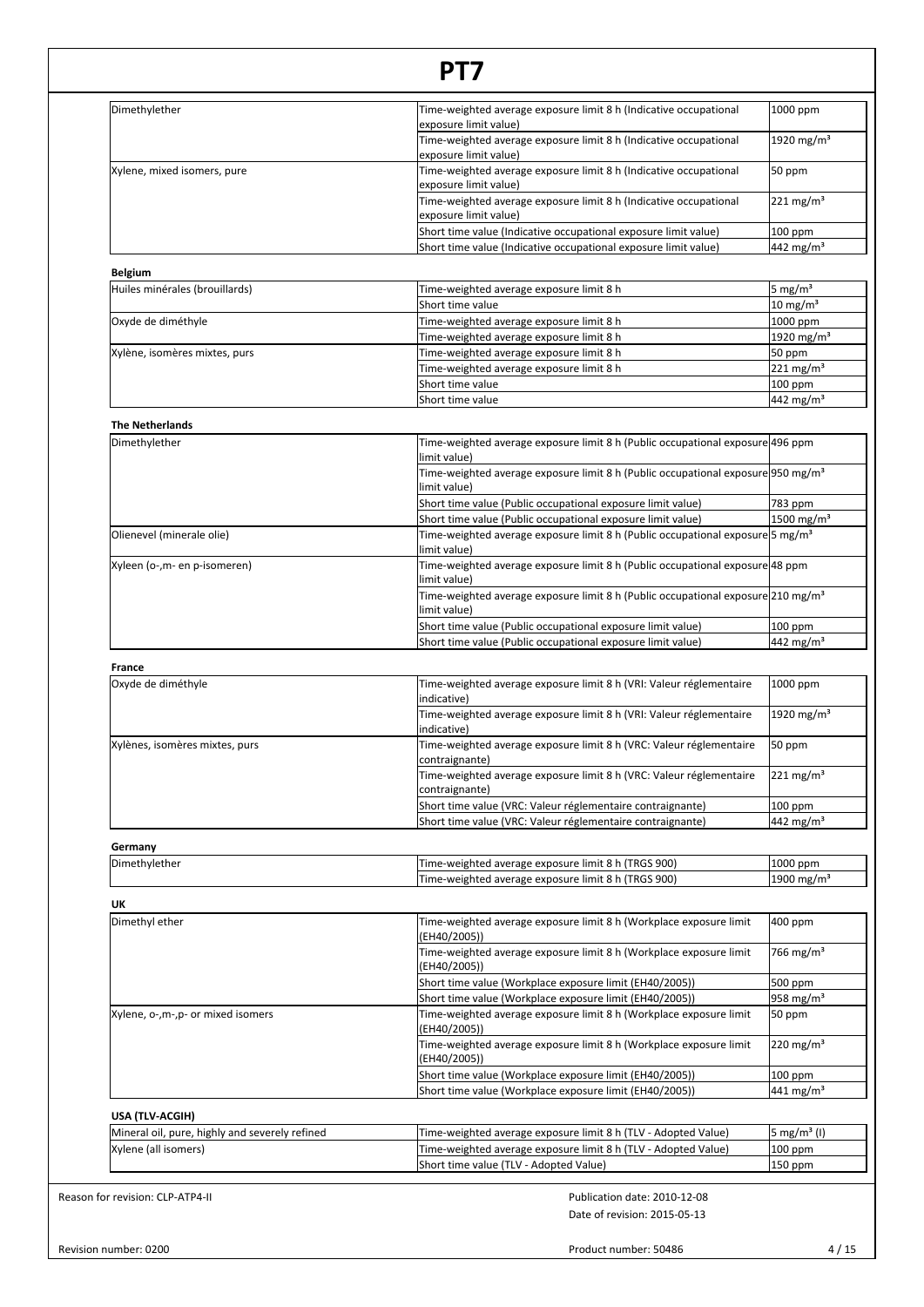| | | |
|---|---|---|
| Dimethylether | Time-weighted average exposure limit 8 h (Indicative occupational exposure limit value) | 1000 ppm |
| | Time-weighted average exposure limit 8 h (Indicative occupational exposure limit value) | 1920 mg/m³ |
| Xylene, mixed isomers, pure | Time-weighted average exposure limit 8 h (Indicative occupational exposure limit value) | 50 ppm |
| | Time-weighted average exposure limit 8 h (Indicative occupational exposure limit value) | 221 mg/m³ |
| | Short time value (Indicative occupational exposure limit value) | 100 ppm |
| | Short time value (Indicative occupational exposure limit value) | 442 mg/m³ |

**Belgium**

| | | |
|---|---|---|
| Huiles minérales (brouillards) | Time-weighted average exposure limit 8 h | 5 mg/m³ |
| | Short time value | 10 mg/m³ |
| Oxyde de diméthyle | Time-weighted average exposure limit 8 h | 1000 ppm |
| | Time-weighted average exposure limit 8 h | 1920 mg/m³ |
| Xylène, isomères mixtes, purs | Time-weighted average exposure limit 8 h | 50 ppm |
| | Time-weighted average exposure limit 8 h | 221 mg/m³ |
| | Short time value | 100 ppm |
| | Short time value | 442 mg/m³ |

**The Netherlands**

| | | |
|---|---|---|
| Dimethylether | Time-weighted average exposure limit 8 h (Public occupational exposure limit value) | 496 ppm |
| | Time-weighted average exposure limit 8 h (Public occupational exposure limit value) | 950 mg/m³ |
| | Short time value (Public occupational exposure limit value) | 783 ppm |
| | Short time value (Public occupational exposure limit value) | 1500 mg/m³ |
| Olienevel (minerale olie) | Time-weighted average exposure limit 8 h (Public occupational exposure limit value) | 5 mg/m³ |
| Xyleen (o-,m- en p-isomeren) | Time-weighted average exposure limit 8 h (Public occupational exposure limit value) | 48 ppm |
| | Time-weighted average exposure limit 8 h (Public occupational exposure limit value) | 210 mg/m³ |
| | Short time value (Public occupational exposure limit value) | 100 ppm |
| | Short time value (Public occupational exposure limit value) | 442 mg/m³ |

**France**

| | | |
|---|---|---|
| Oxyde de diméthyle | Time-weighted average exposure limit 8 h (VRI: Valeur réglementaire indicative) | 1000 ppm |
| | Time-weighted average exposure limit 8 h (VRI: Valeur réglementaire indicative) | 1920 mg/m³ |
| Xylènes, isomères mixtes, purs | Time-weighted average exposure limit 8 h (VRC: Valeur réglementaire contraignante) | 50 ppm |
| | Time-weighted average exposure limit 8 h (VRC: Valeur réglementaire contraignante) | 221 mg/m³ |
| | Short time value (VRC: Valeur réglementaire contraignante) | 100 ppm |
| | Short time value (VRC: Valeur réglementaire contraignante) | 442 mg/m³ |

**Germany**

| | | |
|---|---|---|
| Dimethylether | Time-weighted average exposure limit 8 h (TRGS 900) | 1000 ppm |
| | Time-weighted average exposure limit 8 h (TRGS 900) | 1900 mg/m³ |

**UK**

| | | |
|---|---|---|
| Dimethyl ether | Time-weighted average exposure limit 8 h (Workplace exposure limit (EH40/2005)) | 400 ppm |
| | Time-weighted average exposure limit 8 h (Workplace exposure limit (EH40/2005)) | 766 mg/m³ |
| | Short time value (Workplace exposure limit (EH40/2005)) | 500 ppm |
| | Short time value (Workplace exposure limit (EH40/2005)) | 958 mg/m³ |
| Xylene, o-,m-,p- or mixed isomers | Time-weighted average exposure limit 8 h (Workplace exposure limit (EH40/2005)) | 50 ppm |
| | Time-weighted average exposure limit 8 h (Workplace exposure limit (EH40/2005)) | 220 mg/m³ |
| | Short time value (Workplace exposure limit (EH40/2005)) | 100 ppm |
| | Short time value (Workplace exposure limit (EH40/2005)) | 441 mg/m³ |

**USA (TLV-ACGIH)**

| | | |
|---|---|---|
| Mineral oil, pure, highly and severely refined | Time-weighted average exposure limit 8 h (TLV - Adopted Value) | 5 mg/m³ (I) |
| Xylene (all isomers) | Time-weighted average exposure limit 8 h (TLV - Adopted Value) | 100 ppm |
| | Short time value (TLV - Adopted Value) | 150 ppm |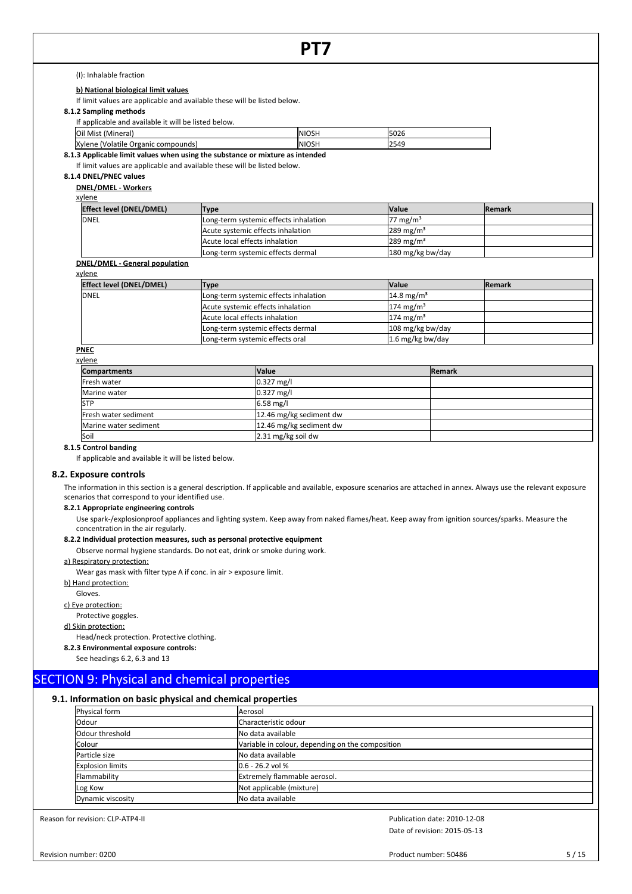(I): Inhalable fraction

**b) National biological limit values**

If limit values are applicable and available these will be listed below.

**8.1.2 Sampling methods**

If applicable and available it will be listed below.

| | | |
|---|---|---|
| Oil Mist (Mineral) | NIOSH | 5026 |
| Xylene (Volatile Organic compounds) | NIOSH | 2549 |

**8.1.3 Applicable limit values when using the substance or mixture as intended**

If limit values are applicable and available these will be listed below.

**8.1.4 DNEL/PNEC values**

**DNEL/DMEL - Workers**

xylene

| Effect level (DNEL/DMEL) | Type | Value | Remark |
|---|---|---|---|
| DNEL | Long-term systemic effects inhalation | 77 mg/m³ | |
| | Acute systemic effects inhalation | 289 mg/m³ | |
| | Acute local effects inhalation | 289 mg/m³ | |
| | Long-term systemic effects dermal | 180 mg/kg bw/day | |

**DNEL/DMEL - General population**

xylene

| Effect level (DNEL/DMEL) | Type | Value | Remark |
|---|---|---|---|
| DNEL | Long-term systemic effects inhalation | 14.8 mg/m³ | |
| | Acute systemic effects inhalation | 174 mg/m³ | |
| | Acute local effects inhalation | 174 mg/m³ | |
| | Long-term systemic effects dermal | 108 mg/kg bw/day | |
| | Long-term systemic effects oral | 1.6 mg/kg bw/day | |

**PNEC**

xylene

| Compartments | Value | Remark |
|---|---|---|
| Fresh water | 0.327 mg/l | |
| Marine water | 0.327 mg/l | |
| STP | 6.58 mg/l | |
| Fresh water sediment | 12.46 mg/kg sediment dw | |
| Marine water sediment | 12.46 mg/kg sediment dw | |
| Soil | 2.31 mg/kg soil dw | |

**8.1.5 Control banding**

If applicable and available it will be listed below.

### 8.2. Exposure controls

The information in this section is a general description. If applicable and available, exposure scenarios are attached in annex. Always use the relevant exposure scenarios that correspond to your identified use.

**8.2.1 Appropriate engineering controls**

Use spark-/explosionproof appliances and lighting system. Keep away from naked flames/heat. Keep away from ignition sources/sparks. Measure the concentration in the air regularly.

**8.2.2 Individual protection measures, such as personal protective equipment**

Observe normal hygiene standards. Do not eat, drink or smoke during work.

a) Respiratory protection:

Wear gas mask with filter type A if conc. in air > exposure limit.

b) Hand protection:

Gloves.

c) Eye protection:

Protective goggles.

d) Skin protection:

Head/neck protection. Protective clothing.

**8.2.3 Environmental exposure controls:**

See headings 6.2, 6.3 and 13

## SECTION 9: Physical and chemical properties

### 9.1. Information on basic physical and chemical properties

| | |
|---|---|
| Physical form | Aerosol |
| Odour | Characteristic odour |
| Odour threshold | No data available |
| Colour | Variable in colour, depending on the composition |
| Particle size | No data available |
| Explosion limits | 0.6 - 26.2 vol % |
| Flammability | Extremely flammable aerosol. |
| Log Kow | Not applicable (mixture) |
| Dynamic viscosity | No data available |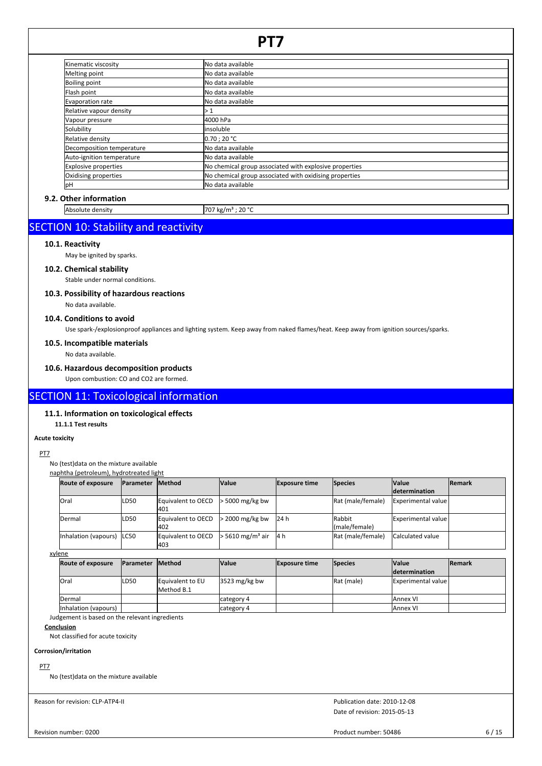| | |
|---|---|
| Kinematic viscosity | No data available |
| Melting point | No data available |
| Boiling point | No data available |
| Flash point | No data available |
| Evaporation rate | No data available |
| Relative vapour density | > 1 |
| Vapour pressure | 4000 hPa |
| Solubility | insoluble |
| Relative density | 0.70 ; 20 °C |
| Decomposition temperature | No data available |
| Auto-ignition temperature | No data available |
| Explosive properties | No chemical group associated with explosive properties |
| Oxidising properties | No chemical group associated with oxidising properties |
| pH | No data available |

### 9.2. Other information

| | |
|---|---|
| Absolute density | 707 kg/m³ ; 20 °C |

## SECTION 10: Stability and reactivity

### 10.1. Reactivity

May be ignited by sparks.

### 10.2. Chemical stability

Stable under normal conditions.

### 10.3. Possibility of hazardous reactions

No data available.

### 10.4. Conditions to avoid

Use spark-/explosionproof appliances and lighting system. Keep away from naked flames/heat. Keep away from ignition sources/sparks.

### 10.5. Incompatible materials

No data available.

### 10.6. Hazardous decomposition products

Upon combustion: CO and $CO_2$ are formed.

## SECTION 11: Toxicological information

### 11.1. Information on toxicological effects

#### 11.1.1 Test results

**Acute toxicity**

PT7

No (test)data on the mixture available

naphtha (petroleum), hydrotreated light

| Route of exposure | Parameter | Method | Value | Exposure time | Species | Value determination | Remark |
|---|---|---|---|---|---|---|---|
| Oral | LD50 | Equivalent to OECD 401 | > 5000 mg/kg bw | | Rat (male/female) | Experimental value | |
| Dermal | LD50 | Equivalent to OECD 402 | > 2000 mg/kg bw | 24 h | Rabbit (male/female) | Experimental value | |
| Inhalation (vapours) | LC50 | Equivalent to OECD 403 | > 5610 mg/m³ air | 4 h | Rat (male/female) | Calculated value | |

xylene

| Route of exposure | Parameter | Method | Value | Exposure time | Species | Value determination | Remark |
|---|---|---|---|---|---|---|---|
| Oral | LD50 | Equivalent to EU Method B.1 | 3523 mg/kg bw | | Rat (male) | Experimental value | |
| Dermal | | | category 4 | | | Annex VI | |
| Inhalation (vapours) | | | category 4 | | | Annex VI | |

Judgement is based on the relevant ingredients

**Conclusion**

Not classified for acute toxicity

**Corrosion/irritation**

PT7

No (test)data on the mixture available

Reason for revision: CLP-ATP4-II

Publication date: 2010-12-08

Date of revision: 2015-05-13

Revision number: 0200

Product number: 50486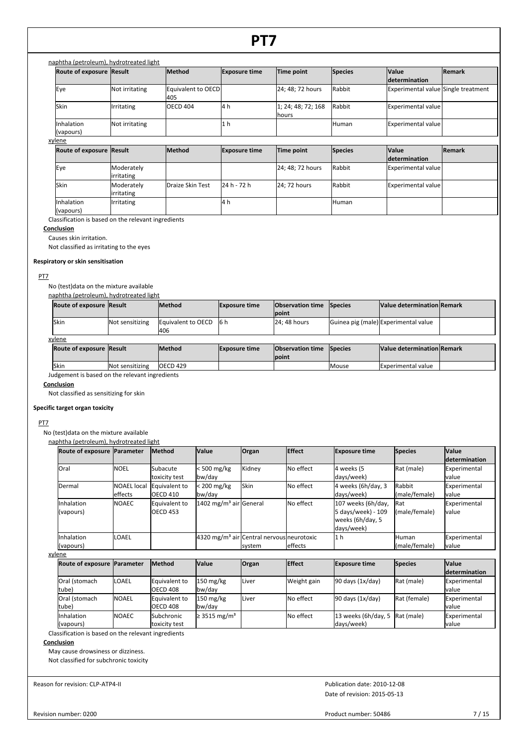naphtha (petroleum), hydrotreated light

| Route of exposure | Result | Method | Exposure time | Time point | Species | Value determination | Remark |
|---|---|---|---|---|---|---|---|
| Eye | Not irritating | Equivalent to OECD 405 | | 24; 48; 72 hours | Rabbit | Experimental value | Single treatment |
| Skin | Irritating | OECD 404 | 4 h | 1; 24; 48; 72; 168 hours | Rabbit | Experimental value | |
| Inhalation (vapours) | Not irritating | | 1 h | | Human | Experimental value | |

xylene

| Route of exposure | Result | Method | Exposure time | Time point | Species | Value determination | Remark |
|---|---|---|---|---|---|---|---|
| Eye | Moderately irritating | | | 24; 48; 72 hours | Rabbit | Experimental value | |
| Skin | Moderately irritating | Draize Skin Test | 24 h - 72 h | 24; 72 hours | Rabbit | Experimental value | |
| Inhalation (vapours) | Irritating | | 4 h | | Human | | |

Classification is based on the relevant ingredients

**Conclusion**

Causes skin irritation.

Not classified as irritating to the eyes

**Respiratory or skin sensitisation**

PT7

No (test)data on the mixture available

naphtha (petroleum), hydrotreated light

| Route of exposure | Result | Method | Exposure time | Observation time point | Species | Value determination | Remark |
|---|---|---|---|---|---|---|---|
| Skin | Not sensitizing | Equivalent to OECD 406 | 6 h | 24; 48 hours | Guinea pig (male) | Experimental value | |

xylene

| Route of exposure | Result | Method | Exposure time | Observation time point | Species | Value determination | Remark |
|---|---|---|---|---|---|---|---|
| Skin | Not sensitizing | OECD 429 | | | Mouse | Experimental value | |

Judgement is based on the relevant ingredients

**Conclusion**

Not classified as sensitizing for skin

**Specific target organ toxicity**

PT7

No (test)data on the mixture available

naphtha (petroleum), hydrotreated light

| Route of exposure | Parameter | Method | Value | Organ | Effect | Exposure time | Species | Value determination |
|---|---|---|---|---|---|---|---|---|
| Oral | NOEL | Subacute toxicity test | < 500 mg/kg bw/day | Kidney | No effect | 4 weeks (5 days/week) | Rat (male) | Experimental value |
| Dermal | NOAEL local effects | Equivalent to OECD 410 | < 200 mg/kg bw/day | Skin | No effect | 4 weeks (6h/day, 3 days/week) | Rabbit (male/female) | Experimental value |
| Inhalation (vapours) | NOAEC | Equivalent to OECD 453 | 1402 mg/m³ air | General | No effect | 107 weeks (6h/day, 5 days/week) - 109 weeks (6h/day, 5 days/week) | Rat (male/female) | Experimental value |
| Inhalation (vapours) | LOAEL | | 4320 mg/m³ air | Central nervous system | neurotoxic effects | 1 h | Human (male/female) | Experimental value |

xylene

| Route of exposure | Parameter | Method | Value | Organ | Effect | Exposure time | Species | Value determination |
|---|---|---|---|---|---|---|---|---|
| Oral (stomach tube) | LOAEL | Equivalent to OECD 408 | 150 mg/kg bw/day | Liver | Weight gain | 90 days (1x/day) | Rat (male) | Experimental value |
| Oral (stomach tube) | NOAEL | Equivalent to OECD 408 | 150 mg/kg bw/day | Liver | No effect | 90 days (1x/day) | Rat (female) | Experimental value |
| Inhalation (vapours) | NOAEC | Subchronic toxicity test | ≥ 3515 mg/m³ | | No effect | 13 weeks (6h/day, 5 days/week) | Rat (male) | Experimental value |

Classification is based on the relevant ingredients

**Conclusion**

May cause drowsiness or dizziness.

Not classified for subchronic toxicity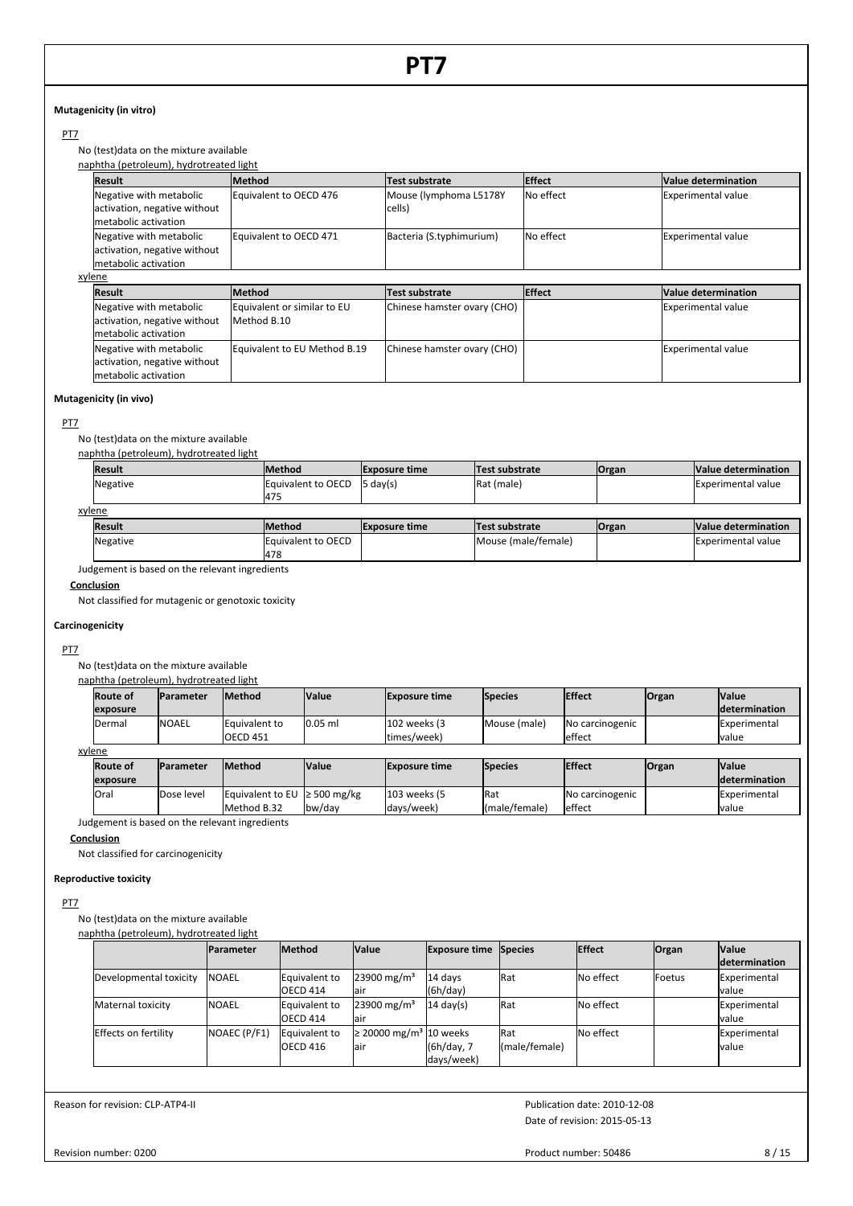#### Mutagenicity (in vitro)

PT7

No (test)data on the mixture available

naphtha (petroleum), hydrotreated light

| Result | Method | Test substrate | Effect | Value determination |
|---|---|---|---|---|
| Negative with metabolic activation, negative without metabolic activation | Equivalent to OECD 476 | Mouse (lymphoma L5178Y cells) | No effect | Experimental value |
| Negative with metabolic activation, negative without metabolic activation | Equivalent to OECD 471 | Bacteria (S.typhimurium) | No effect | Experimental value |

xylene

| Result | Method | Test substrate | Effect | Value determination |
|---|---|---|---|---|
| Negative with metabolic activation, negative without metabolic activation | Equivalent or similar to EU Method B.10 | Chinese hamster ovary (CHO) | | Experimental value |
| Negative with metabolic activation, negative without metabolic activation | Equivalent to EU Method B.19 | Chinese hamster ovary (CHO) | | Experimental value |

#### Mutagenicity (in vivo)

PT7

No (test)data on the mixture available

naphtha (petroleum), hydrotreated light

| Result | Method | Exposure time | Test substrate | Organ | Value determination |
|---|---|---|---|---|---|
| Negative | Equivalent to OECD 475 | 5 day(s) | Rat (male) | | Experimental value |

xylene

| Result | Method | Exposure time | Test substrate | Organ | Value determination |
|---|---|---|---|---|---|
| Negative | Equivalent to OECD 478 | | Mouse (male/female) | | Experimental value |

Judgement is based on the relevant ingredients

**Conclusion**

Not classified for mutagenic or genotoxic toxicity

#### Carcinogenicity

PT7

No (test)data on the mixture available

naphtha (petroleum), hydrotreated light

| Route of exposure | Parameter | Method | Value | Exposure time | Species | Effect | Organ | Value determination |
|---|---|---|---|---|---|---|---|---|
| Dermal | NOAEL | Equivalent to OECD 451 | 0.05 ml | 102 weeks (3 times/week) | Mouse (male) | No carcinogenic effect | | Experimental value |

xylene

| Route of exposure | Parameter | Method | Value | Exposure time | Species | Effect | Organ | Value determination |
|---|---|---|---|---|---|---|---|---|
| Oral | Dose level | Equivalent to EU Method B.32 | ≥ 500 mg/kg bw/day | 103 weeks (5 days/week) | Rat (male/female) | No carcinogenic effect | | Experimental value |

Judgement is based on the relevant ingredients

**Conclusion**

Not classified for carcinogenicity

#### Reproductive toxicity

PT7

No (test)data on the mixture available

naphtha (petroleum), hydrotreated light

| | Parameter | Method | Value | Exposure time | Species | Effect | Organ | Value determination |
|---|---|---|---|---|---|---|---|---|
| Developmental toxicity | NOAEL | Equivalent to OECD 414 | 23900 mg/m³ air | 14 days (6h/day) | Rat | No effect | Foetus | Experimental value |
| Maternal toxicity | NOAEL | Equivalent to OECD 414 | 23900 mg/m³ air | 14 day(s) | Rat | No effect | | Experimental value |
| Effects on fertility | NOAEC (P/F1) | Equivalent to OECD 416 | ≥ 20000 mg/m³ air | 10 weeks (6h/day, 7 days/week) | Rat (male/female) | No effect | | Experimental value |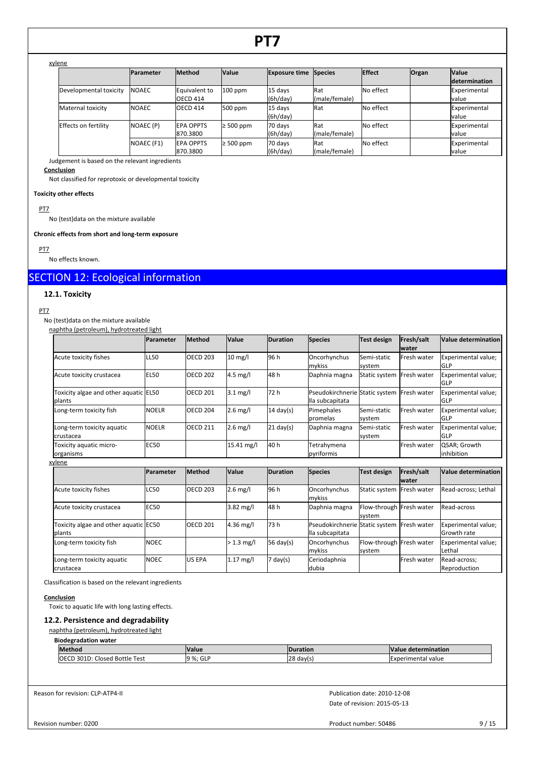xylene

| | Parameter | Method | Value | Exposure time | Species | Effect | Organ | Value determination |
|---|---|---|---|---|---|---|---|---|
| Developmental toxicity | NOAEC | Equivalent to OECD 414 | 100 ppm | 15 days (6h/day) | Rat (male/female) | No effect | | Experimental value |
| Maternal toxicity | NOAEC | OECD 414 | 500 ppm | 15 days (6h/day) | Rat | No effect | | Experimental value |
| Effects on fertility | NOAEC (P) | EPA OPPTS 870.3800 | ≥ 500 ppm | 70 days (6h/day) | Rat (male/female) | No effect | | Experimental value |
| | NOAEC (F1) | EPA OPPTS 870.3800 | ≥ 500 ppm | 70 days (6h/day) | Rat (male/female) | No effect | | Experimental value |

Judgement is based on the relevant ingredients

**Conclusion**

Not classified for reprotoxic or developmental toxicity

**Toxicity other effects**

PT7

No (test)data on the mixture available

**Chronic effects from short and long-term exposure**

PT7

No effects known.

# SECTION 12: Ecological information

## 12.1. Toxicity

PT7

No (test)data on the mixture available

naphtha (petroleum), hydrotreated light

| | Parameter | Method | Value | Duration | Species | Test design | Fresh/salt water | Value determination |
|---|---|---|---|---|---|---|---|---|
| Acute toxicity fishes | LL50 | OECD 203 | 10 mg/l | 96 h | Oncorhynchus mykiss | Semi-static system | Fresh water | Experimental value; GLP |
| Acute toxicity crustacea | EL50 | OECD 202 | 4.5 mg/l | 48 h | Daphnia magna | Static system | Fresh water | Experimental value; GLP |
| Toxicity algae and other aquatic plants | EL50 | OECD 201 | 3.1 mg/l | 72 h | Pseudokirchneriella subcapitata | Static system | Fresh water | Experimental value; GLP |
| Long-term toxicity fish | NOELR | OECD 204 | 2.6 mg/l | 14 day(s) | Pimephales promelas | Semi-static system | Fresh water | Experimental value; GLP |
| Long-term toxicity aquatic crustacea | NOELR | OECD 211 | 2.6 mg/l | 21 day(s) | Daphnia magna | Semi-static system | Fresh water | Experimental value; GLP |
| Toxicity aquatic micro-organisms | EC50 | | 15.41 mg/l | 40 h | Tetrahymena pyriformis | | Fresh water | QSAR; Growth inhibition |

xylene

| | Parameter | Method | Value | Duration | Species | Test design | Fresh/salt water | Value determination |
|---|---|---|---|---|---|---|---|---|
| Acute toxicity fishes | LC50 | OECD 203 | 2.6 mg/l | 96 h | Oncorhynchus mykiss | Static system | Fresh water | Read-across; Lethal |
| Acute toxicity crustacea | EC50 | | 3.82 mg/l | 48 h | Daphnia magna | Flow-through system | Fresh water | Read-across |
| Toxicity algae and other aquatic plants | EC50 | OECD 201 | 4.36 mg/l | 73 h | Pseudokirchneriella subcapitata | Static system | Fresh water | Experimental value; Growth rate |
| Long-term toxicity fish | NOEC | | > 1.3 mg/l | 56 day(s) | Oncorhynchus mykiss | Flow-through system | Fresh water | Experimental value; Lethal |
| Long-term toxicity aquatic crustacea | NOEC | US EPA | 1.17 mg/l | 7 day(s) | Ceriodaphnia dubia | | Fresh water | Read-across; Reproduction |

Classification is based on the relevant ingredients

**Conclusion**

Toxic to aquatic life with long lasting effects.

## 12.2. Persistence and degradability

naphtha (petroleum), hydrotreated light

**Biodegradation water**

| Method | Value | Duration | Value determination |
|---|---|---|---|
| OECD 301D: Closed Bottle Test | 9 %; GLP | 28 day(s) | Experimental value |

Reason for revision: CLP-ATP4-II

Publication date: 2010-12-08
Date of revision: 2015-05-13

Revision number: 0200

Product number: 50486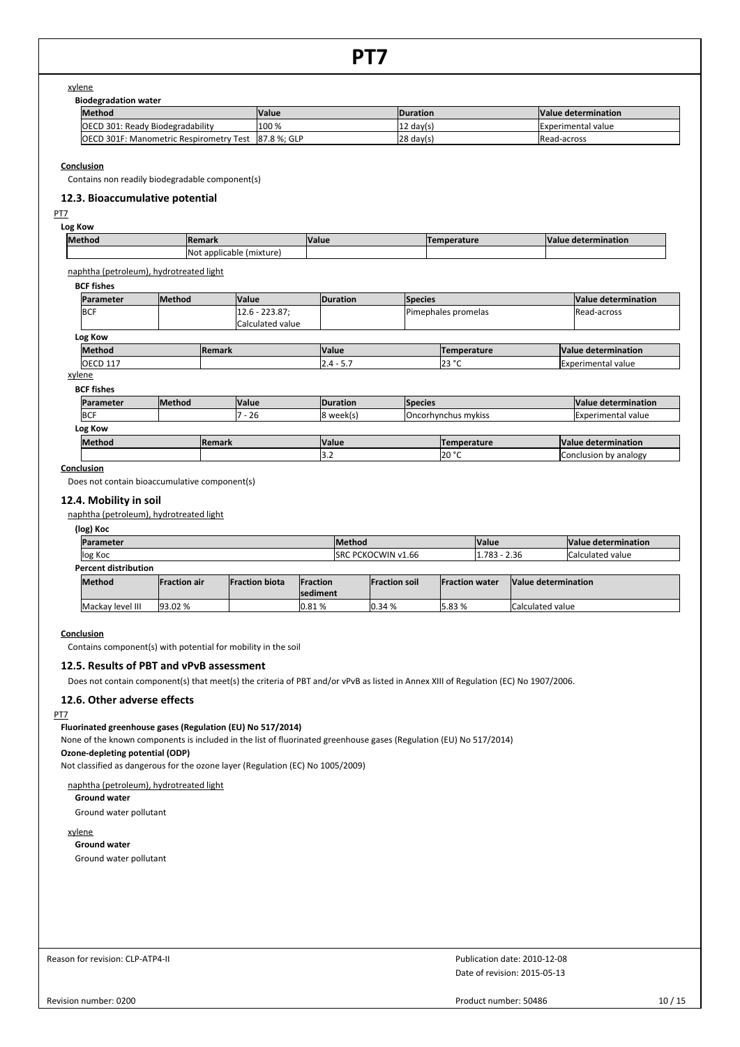xylene

**Biodegradation water**

| Method | Value | Duration | Value determination |
|---|---|---|---|
| OECD 301: Ready Biodegradability | 100 % | 12 day(s) | Experimental value |
| OECD 301F: Manometric Respirometry Test | 87.8 %; GLP | 28 day(s) | Read-across |

**Conclusion**

Contains non readily biodegradable component(s)

### 12.3. Bioaccumulative potential

PT7

**Log Kow**

| Method | Remark | Value | Temperature | Value determination |
|---|---|---|---|---|
| | Not applicable (mixture) | | | |

naphtha (petroleum), hydrotreated light

**BCF fishes**

| Parameter | Method | Value | Duration | Species | Value determination |
|---|---|---|---|---|---|
| BCF | | 12.6 - 223.87; Calculated value | | Pimephales promelas | Read-across |

**Log Kow**

| Method | Remark | Value | Temperature | Value determination |
|---|---|---|---|---|
| OECD 117 | | 2.4 - 5.7 | 23 °C | Experimental value |

xylene

**BCF fishes**

| Parameter | Method | Value | Duration | Species | Value determination |
|---|---|---|---|---|---|
| BCF | | 7 - 26 | 8 week(s) | Oncorhynchus mykiss | Experimental value |

**Log Kow**

| Method | Remark | Value | Temperature | Value determination |
|---|---|---|---|---|
| | | 3.2 | 20 °C | Conclusion by analogy |

**Conclusion**

Does not contain bioaccumulative component(s)

### 12.4. Mobility in soil

naphtha (petroleum), hydrotreated light

**(log) Koc**

| Parameter | Method | Value | Value determination |
|---|---|---|---|
| log Koc | SRC PCKOCWIN v1.66 | 1.783 - 2.36 | Calculated value |

**Percent distribution**

| Method | Fraction air | Fraction biota | Fraction sediment | Fraction soil | Fraction water | Value determination |
|---|---|---|---|---|---|---|
| Mackay level III | 93.02 % | | 0.81 % | 0.34 % | 5.83 % | Calculated value |

**Conclusion**

Contains component(s) with potential for mobility in the soil

### 12.5. Results of PBT and vPvB assessment

Does not contain component(s) that meet(s) the criteria of PBT and/or vPvB as listed in Annex XIII of Regulation (EC) No 1907/2006.

### 12.6. Other adverse effects

PT7

**Fluorinated greenhouse gases (Regulation (EU) No 517/2014)**

None of the known components is included in the list of fluorinated greenhouse gases (Regulation (EU) No 517/2014)

**Ozone-depleting potential (ODP)**

Not classified as dangerous for the ozone layer (Regulation (EC) No 1005/2009)

naphtha (petroleum), hydrotreated light

**Ground water**

Ground water pollutant

xylene

**Ground water**

Ground water pollutant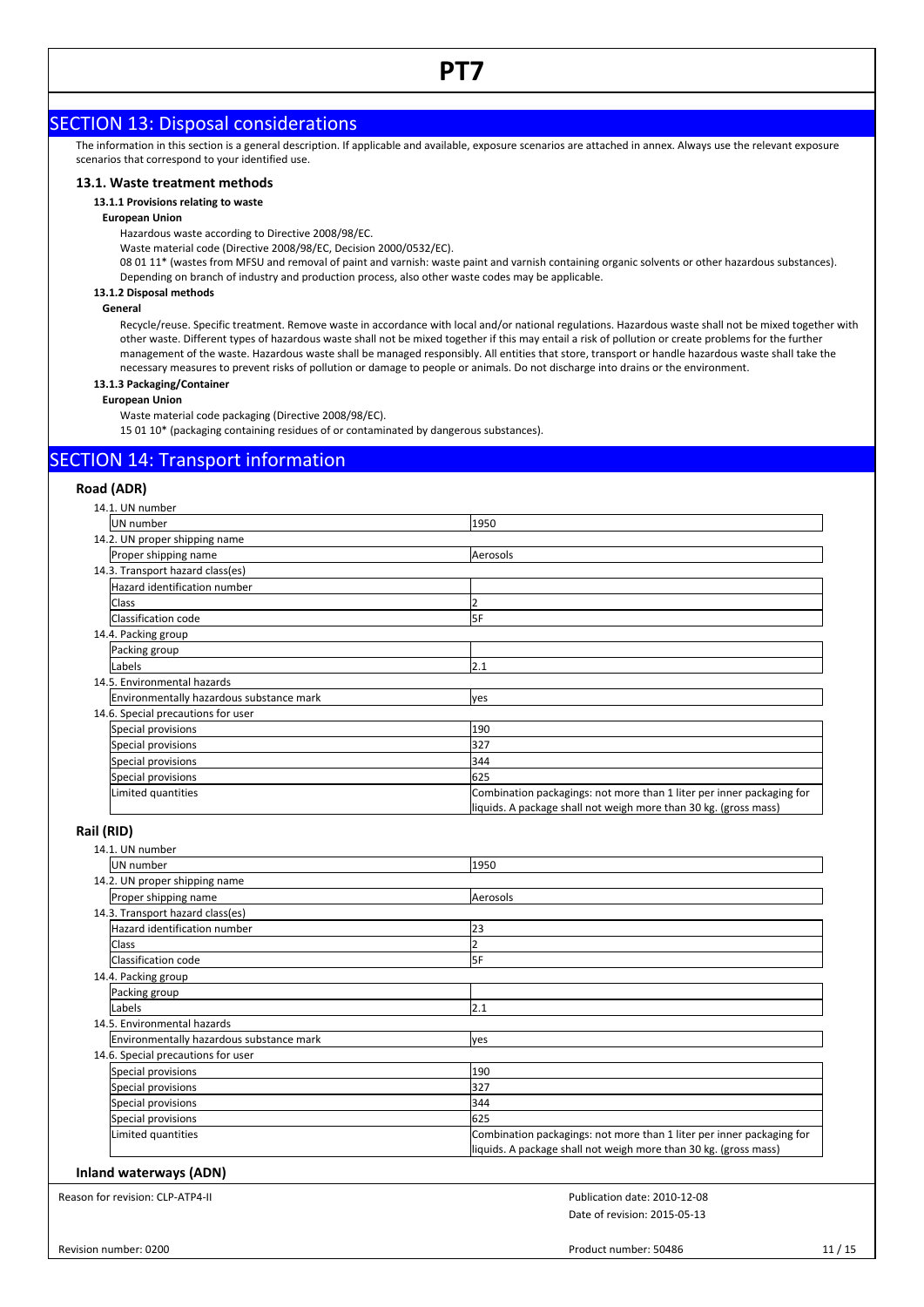## SECTION 13: Disposal considerations

The information in this section is a general description. If applicable and available, exposure scenarios are attached in annex. Always use the relevant exposure scenarios that correspond to your identified use.

### 13.1. Waste treatment methods

**13.1.1 Provisions relating to waste**

**European Union**

Hazardous waste according to Directive 2008/98/EC.

Waste material code (Directive 2008/98/EC, Decision 2000/0532/EC).

08 01 11* (wastes from MFSU and removal of paint and varnish: waste paint and varnish containing organic solvents or other hazardous substances).

Depending on branch of industry and production process, also other waste codes may be applicable.

**13.1.2 Disposal methods**

**General**

Recycle/reuse. Specific treatment. Remove waste in accordance with local and/or national regulations. Hazardous waste shall not be mixed together with other waste. Different types of hazardous waste shall not be mixed together if this may entail a risk of pollution or create problems for the further management of the waste. Hazardous waste shall be managed responsibly. All entities that store, transport or handle hazardous waste shall take the necessary measures to prevent risks of pollution or damage to people or animals. Do not discharge into drains or the environment.

**13.1.3 Packaging/Container**

**European Union**

Waste material code packaging (Directive 2008/98/EC).

15 01 10* (packaging containing residues of or contaminated by dangerous substances).

## SECTION 14: Transport information

### Road (ADR)

| 14.1. UN number | |
|---|---|
| UN number | 1950 |
| **14.2. UN proper shipping name** | |
| Proper shipping name | Aerosols |
| **14.3. Transport hazard class(es)** | |
| Hazard identification number | |
| Class | 2 |
| Classification code | 5F |
| **14.4. Packing group** | |
| Packing group | |
| Labels | 2.1 |
| **14.5. Environmental hazards** | |
| Environmentally hazardous substance mark | yes |
| **14.6. Special precautions for user** | |
| Special provisions | 190 |
| Special provisions | 327 |
| Special provisions | 344 |
| Special provisions | 625 |
| Limited quantities | Combination packagings: not more than 1 liter per inner packaging for liquids. A package shall not weigh more than 30 kg. (gross mass) |

### Rail (RID)

| 14.1. UN number | |
|---|---|
| UN number | 1950 |
| **14.2. UN proper shipping name** | |
| Proper shipping name | Aerosols |
| **14.3. Transport hazard class(es)** | |
| Hazard identification number | 23 |
| Class | 2 |
| Classification code | 5F |
| **14.4. Packing group** | |
| Packing group | |
| Labels | 2.1 |
| **14.5. Environmental hazards** | |
| Environmentally hazardous substance mark | yes |
| **14.6. Special precautions for user** | |
| Special provisions | 190 |
| Special provisions | 327 |
| Special provisions | 344 |
| Special provisions | 625 |
| Limited quantities | Combination packagings: not more than 1 liter per inner packaging for liquids. A package shall not weigh more than 30 kg. (gross mass) |

### Inland waterways (ADN)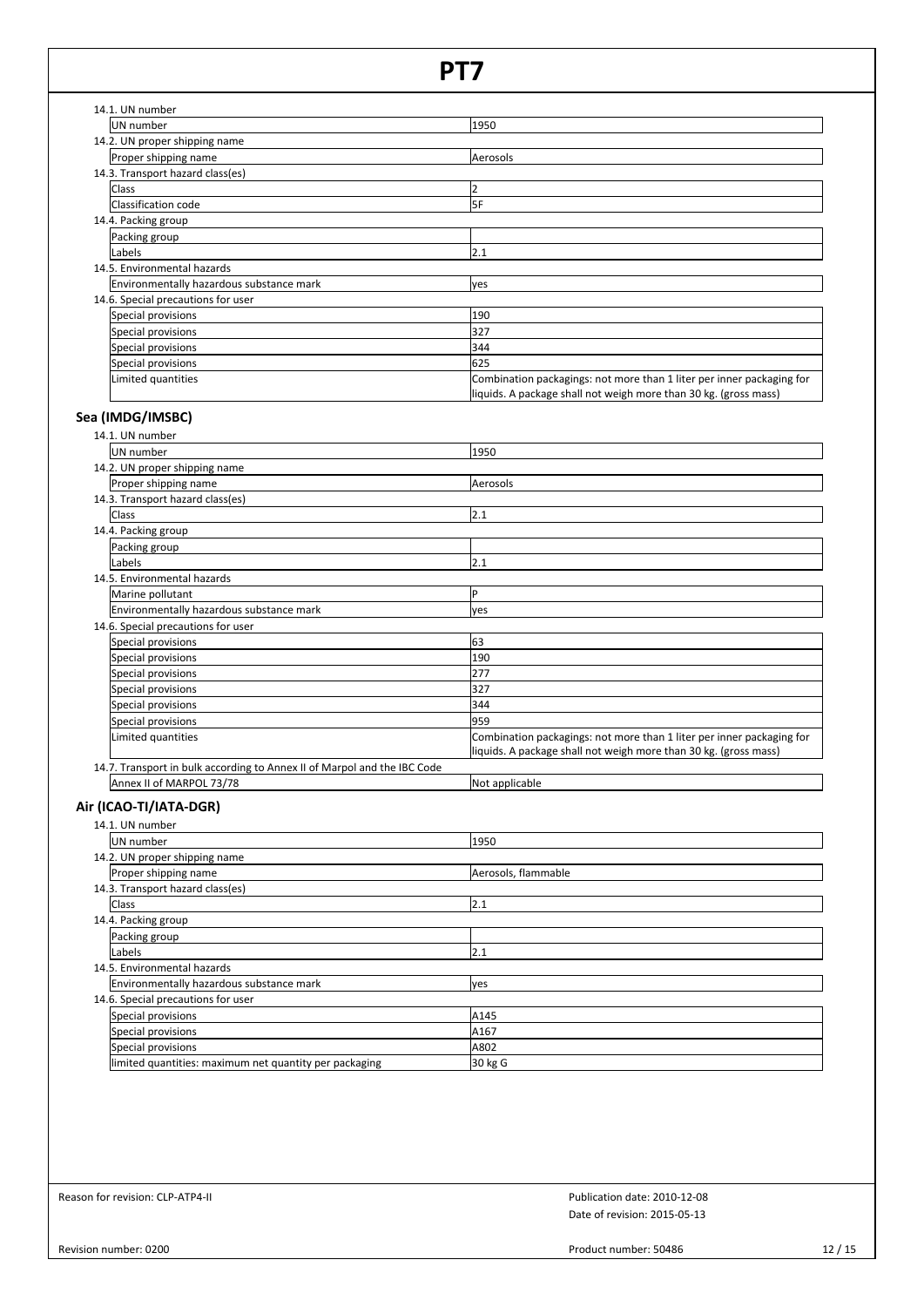14.1. UN number

| UN number | 1950 |
|---|---|

14.2. UN proper shipping name

| Proper shipping name | Aerosols |
|---|---|

14.3. Transport hazard class(es)

| Class | 2 |
|---|---|
| Classification code | 5F |

14.4. Packing group

| Packing group | |
|---|---|
| Labels | 2.1 |

14.5. Environmental hazards

| Environmentally hazardous substance mark | yes |
|---|---|

14.6. Special precautions for user

| Special provisions | 190 |
|---|---|
| Special provisions | 327 |
| Special provisions | 344 |
| Special provisions | 625 |
| Limited quantities | Combination packagings: not more than 1 liter per inner packaging for liquids. A package shall not weigh more than 30 kg. (gross mass) |

## Sea (IMDG/IMSBC)

14.1. UN number

| UN number | 1950 |
|---|---|

14.2. UN proper shipping name

| Proper shipping name | Aerosols |
|---|---|

14.3. Transport hazard class(es)

| Class | 2.1 |
|---|---|

14.4. Packing group

| Packing group | |
|---|---|
| Labels | 2.1 |

14.5. Environmental hazards

| Marine pollutant | P |
|---|---|
| Environmentally hazardous substance mark | yes |

14.6. Special precautions for user

| Special provisions | 63 |
|---|---|
| Special provisions | 190 |
| Special provisions | 277 |
| Special provisions | 327 |
| Special provisions | 344 |
| Special provisions | 959 |
| Limited quantities | Combination packagings: not more than 1 liter per inner packaging for liquids. A package shall not weigh more than 30 kg. (gross mass) |

14.7. Transport in bulk according to Annex II of Marpol and the IBC Code

| Annex II of MARPOL 73/78 | Not applicable |
|---|---|

## Air (ICAO-TI/IATA-DGR)

14.1. UN number

| UN number | 1950 |
|---|---|

14.2. UN proper shipping name

| Proper shipping name | Aerosols, flammable |
|---|---|

14.3. Transport hazard class(es)

| Class | 2.1 |
|---|---|

14.4. Packing group

| Packing group | |
|---|---|
| Labels | 2.1 |

14.5. Environmental hazards

| Environmentally hazardous substance mark | yes |
|---|---|

14.6. Special precautions for user

| Special provisions | A145 |
|---|---|
| Special provisions | A167 |
| Special provisions | A802 |
| limited quantities: maximum net quantity per packaging | 30 kg G |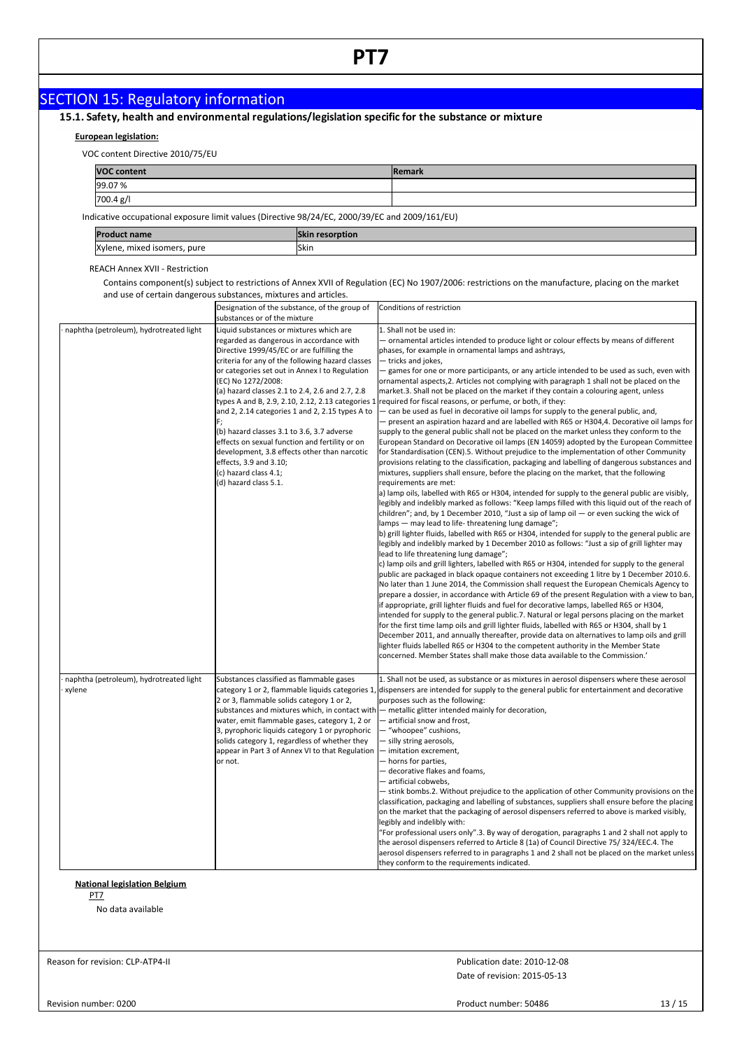## SECTION 15: Regulatory information

### 15.1. Safety, health and environmental regulations/legislation specific for the substance or mixture

**European legislation:**

VOC content Directive 2010/75/EU

| VOC content | Remark |
|---|---|
| 99.07 % | |
| 700.4 g/l | |

Indicative occupational exposure limit values (Directive 98/24/EC, 2000/39/EC and 2009/161/EU)

| Product name | Skin resorption |
|---|---|
| Xylene, mixed isomers, pure | Skin |

REACH Annex XVII - Restriction

Contains component(s) subject to restrictions of Annex XVII of Regulation (EC) No 1907/2006: restrictions on the manufacture, placing on the market and use of certain dangerous substances, mixtures and articles.

| | Designation of the substance, of the group of substances or of the mixture | Conditions of restriction |
|---|---|---|
| · naphtha (petroleum), hydrotreated light | Liquid substances or mixtures which are regarded as dangerous in accordance with Directive 1999/45/EC or are fulfilling the criteria for any of the following hazard classes or categories set out in Annex I to Regulation (EC) No 1272/2008: (a) hazard classes 2.1 to 2.4, 2.6 and 2.7, 2.8 types A and B, 2.9, 2.10, 2.12, 2.13 categories 1 and 2, 2.14 categories 1 and 2, 2.15 types A to F; (b) hazard classes 3.1 to 3.6, 3.7 adverse effects on sexual function and fertility or on development, 3.8 effects other than narcotic effects, 3.9 and 3.10; (c) hazard class 4.1; (d) hazard class 5.1. | 1. Shall not be used in: — ornamental articles intended to produce light or colour effects by means of different phases, for example in ornamental lamps and ashtrays, — tricks and jokes, — games for one or more participants, or any article intended to be used as such, even with ornamental aspects,2. Articles not complying with paragraph 1 shall not be placed on the market.3. Shall not be placed on the market if they contain a colouring agent, unless required for fiscal reasons, or perfume, or both, if they: — can be used as fuel in decorative oil lamps for supply to the general public, and, — present an aspiration hazard and are labelled with R65 or H304,4. Decorative oil lamps for supply to the general public shall not be placed on the market unless they conform to the European Standard on Decorative oil lamps (EN 14059) adopted by the European Committee for Standardisation (CEN).5. Without prejudice to the implementation of other Community provisions relating to the classification, packaging and labelling of dangerous substances and mixtures, suppliers shall ensure, before the placing on the market, that the following requirements are met: a) lamp oils, labelled with R65 or H304, intended for supply to the general public are visibly, legibly and indelibly marked as follows: "Keep lamps filled with this liquid out of the reach of children"; and, by 1 December 2010, "Just a sip of lamp oil — or even sucking the wick of lamps — may lead to life- threatening lung damage"; b) grill lighter fluids, labelled with R65 or H304, intended for supply to the general public are legibly and indelibly marked by 1 December 2010 as follows: "Just a sip of grill lighter may lead to life threatening lung damage"; c) lamp oils and grill lighters, labelled with R65 or H304, intended for supply to the general public are packaged in black opaque containers not exceeding 1 litre by 1 December 2010.6. No later than 1 June 2014, the Commission shall request the European Chemicals Agency to prepare a dossier, in accordance with Article 69 of the present Regulation with a view to ban, if appropriate, grill lighter fluids and fuel for decorative lamps, labelled R65 or H304, intended for supply to the general public.7. Natural or legal persons placing on the market for the first time lamp oils and grill lighter fluids, labelled with R65 or H304, shall by 1 December 2011, and annually thereafter, provide data on alternatives to lamp oils and grill lighter fluids labelled R65 or H304 to the competent authority in the Member State concerned. Member States shall make those data available to the Commission.' |
| · naphtha (petroleum), hydrotreated light · xylene | Substances classified as flammable gases category 1 or 2, flammable liquids categories 1, 2 or 3, flammable solids category 1 or 2, substances and mixtures which, in contact with water, emit flammable gases, category 1, 2 or 3, pyrophoric liquids category 1 or pyrophoric solids category 1, regardless of whether they appear in Part 3 of Annex VI to that Regulation or not. | 1. Shall not be used, as substance or as mixtures in aerosol dispensers where these aerosol dispensers are intended for supply to the general public for entertainment and decorative purposes such as the following: — metallic glitter intended mainly for decoration, — artificial snow and frost, — "whoopee" cushions, — silly string aerosols, — imitation excrement, — horns for parties, — decorative flakes and foams, — artificial cobwebs, — stink bombs.2. Without prejudice to the application of other Community provisions on the classification, packaging and labelling of substances, suppliers shall ensure before the placing on the market that the packaging of aerosol dispensers referred to above is marked visibly, legibly and indelibly with: "For professional users only".3. By way of derogation, paragraphs 1 and 2 shall not apply to the aerosol dispensers referred to Article 8 (1a) of Council Directive 75/ 324/EEC.4. The aerosol dispensers referred to in paragraphs 1 and 2 shall not be placed on the market unless they conform to the requirements indicated. |

**National legislation Belgium**

PT7

No data available

Reason for revision: CLP-ATP4-II

Publication date: 2010-12-08

Date of revision: 2015-05-13

Revision number: 0200

Product number: 50486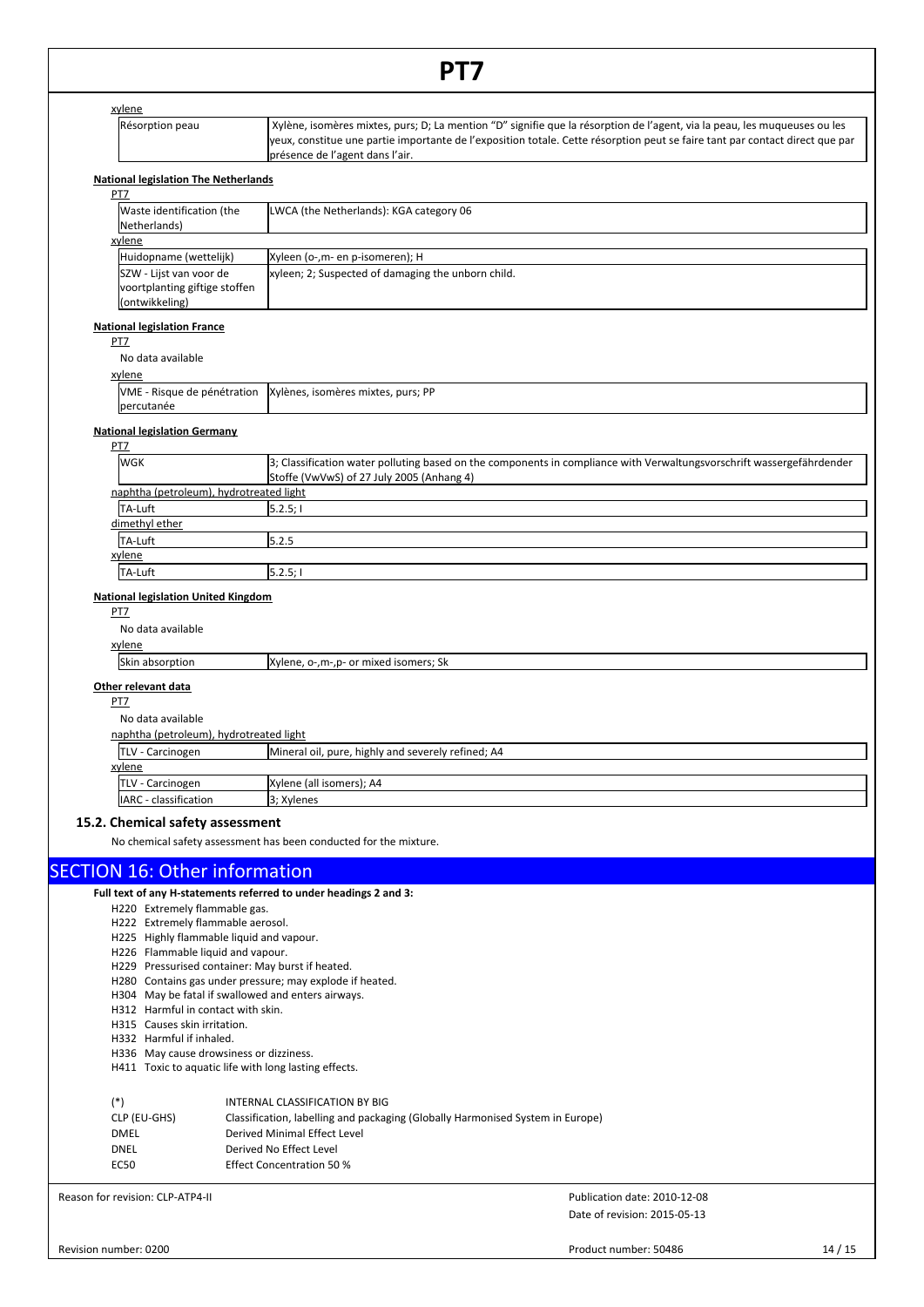xylene

| Résorption peau | Xylène, isomères mixtes, purs; D; La mention "D" signifie que la résorption de l'agent, via la peau, les muqueuses ou les yeux, constitue une partie importante de l'exposition totale. Cette résorption peut se faire tant par contact direct que par présence de l'agent dans l'air. |
|---|---|

**National legislation The Netherlands**

PT7

| Waste identification (the Netherlands) | LWCA (the Netherlands): KGA category 06 |
|---|---|

xylene

| Huidopname (wettelijk) | Xyleen (o-,m- en p-isomeren); H |
|---|---|
| SZW - Lijst van voor de voortplanting giftige stoffen (ontwikkeling) | xyleen; 2; Suspected of damaging the unborn child. |

**National legislation France**

PT7

No data available

xylene

| VME - Risque de pénétration percutanée | Xylènes, isomères mixtes, purs; PP |
|---|---|

**National legislation Germany**

PT7

| WGK | 3; Classification water polluting based on the components in compliance with Verwaltungsvorschrift wassergefährdender Stoffe (VwVwS) of 27 July 2005 (Anhang 4) |
|---|---|

naphtha (petroleum), hydrotreated light

| TA-Luft | 5.2.5; I |
|---|---|

dimethyl ether

| TA-Luft | 5.2.5 |
|---|---|

xylene

| TA-Luft | 5.2.5; I |
|---|---|

**National legislation United Kingdom**

PT7

No data available

xylene

| Skin absorption | Xylene, o-,m-,p- or mixed isomers; Sk |
|---|---|

**Other relevant data**

PT7

No data available

naphtha (petroleum), hydrotreated light

| TLV - Carcinogen | Mineral oil, pure, highly and severely refined; A4 |
|---|---|

xylene

| TLV - Carcinogen | Xylene (all isomers); A4 |
|---|---|
| IARC - classification | 3; Xylenes |

### 15.2. Chemical safety assessment

No chemical safety assessment has been conducted for the mixture.

## SECTION 16: Other information

**Full text of any H-statements referred to under headings 2 and 3:**

- H220 Extremely flammable gas.
- H222 Extremely flammable aerosol.
- H225 Highly flammable liquid and vapour.
- H226 Flammable liquid and vapour.
- H229 Pressurised container: May burst if heated.
- H280 Contains gas under pressure; may explode if heated.
- H304 May be fatal if swallowed and enters airways.
- H312 Harmful in contact with skin.
- H315 Causes skin irritation.
- H332 Harmful if inhaled.
- H336 May cause drowsiness or dizziness.
- H411 Toxic to aquatic life with long lasting effects.

| | |
|---|---|
| (*) | INTERNAL CLASSIFICATION BY BIG |
| CLP (EU-GHS) | Classification, labelling and packaging (Globally Harmonised System in Europe) |
| DMEL | Derived Minimal Effect Level |
| DNEL | Derived No Effect Level |
| EC50 | Effect Concentration 50 % |

Reason for revision: CLP-ATP4-II

Publication date: 2010-12-08

Date of revision: 2015-05-13

Revision number: 0200

Product number: 50486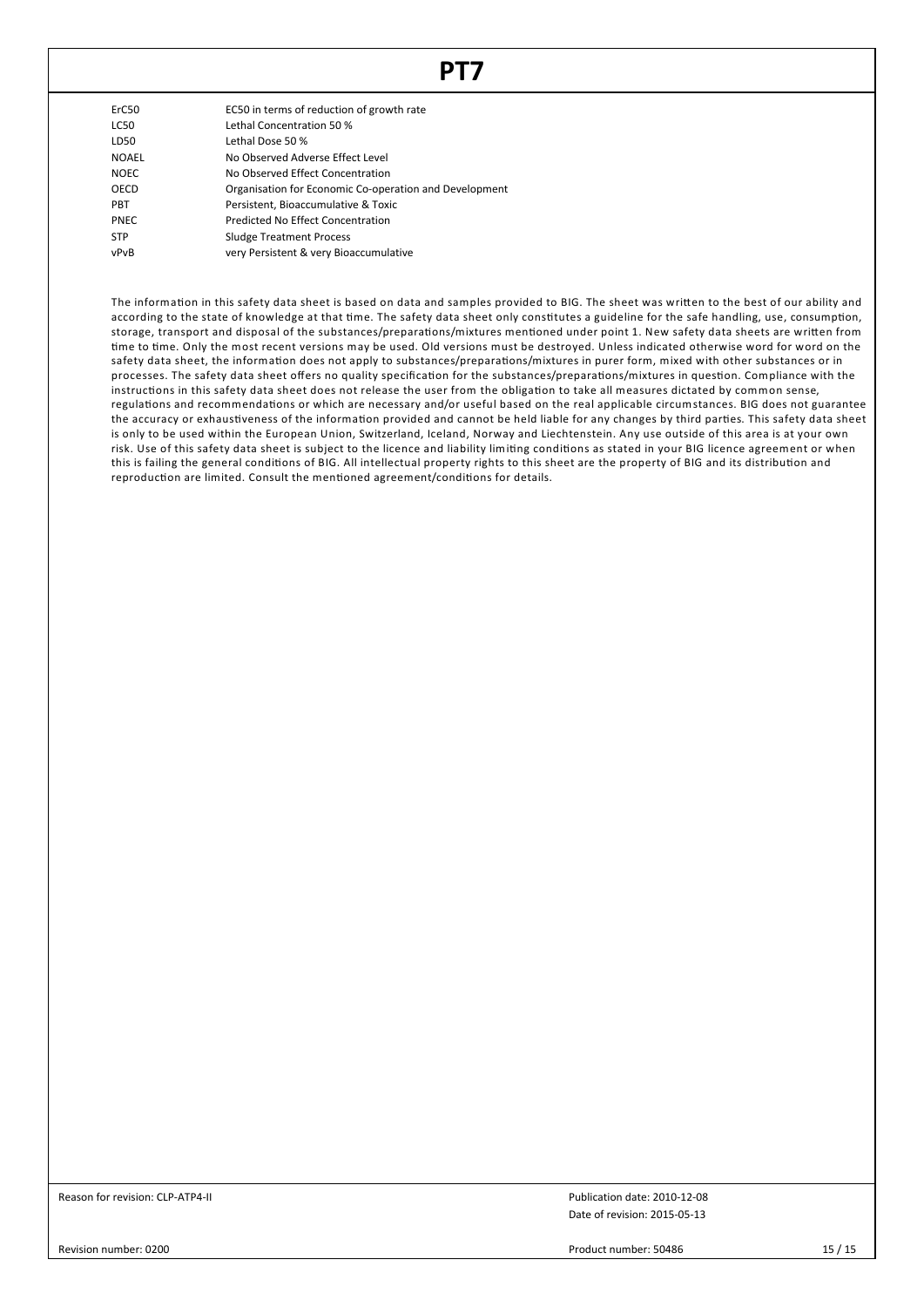| | |
|---|---|
| ErC50 | EC50 in terms of reduction of growth rate |
| LC50 | Lethal Concentration 50 % |
| LD50 | Lethal Dose 50 % |
| NOAEL | No Observed Adverse Effect Level |
| NOEC | No Observed Effect Concentration |
| OECD | Organisation for Economic Co-operation and Development |
| PBT | Persistent, Bioaccumulative & Toxic |
| PNEC | Predicted No Effect Concentration |
| STP | Sludge Treatment Process |
| vPvB | very Persistent & very Bioaccumulative |

The information in this safety data sheet is based on data and samples provided to BIG. The sheet was written to the best of our ability and according to the state of knowledge at that time. The safety data sheet only constitutes a guideline for the safe handling, use, consumption, storage, transport and disposal of the substances/preparations/mixtures mentioned under point 1. New safety data sheets are written from time to time. Only the most recent versions may be used. Old versions must be destroyed. Unless indicated otherwise word for word on the safety data sheet, the information does not apply to substances/preparations/mixtures in purer form, mixed with other substances or in processes. The safety data sheet offers no quality specification for the substances/preparations/mixtures in question. Compliance with the instructions in this safety data sheet does not release the user from the obligation to take all measures dictated by common sense, regulations and recommendations or which are necessary and/or useful based on the real applicable circumstances. BIG does not guarantee the accuracy or exhaustiveness of the information provided and cannot be held liable for any changes by third parties. This safety data sheet is only to be used within the European Union, Switzerland, Iceland, Norway and Liechtenstein. Any use outside of this area is at your own risk. Use of this safety data sheet is subject to the licence and liability limiting conditions as stated in your BIG licence agreement or when this is failing the general conditions of BIG. All intellectual property rights to this sheet are the property of BIG and its distribution and reproduction are limited. Consult the mentioned agreement/conditions for details.